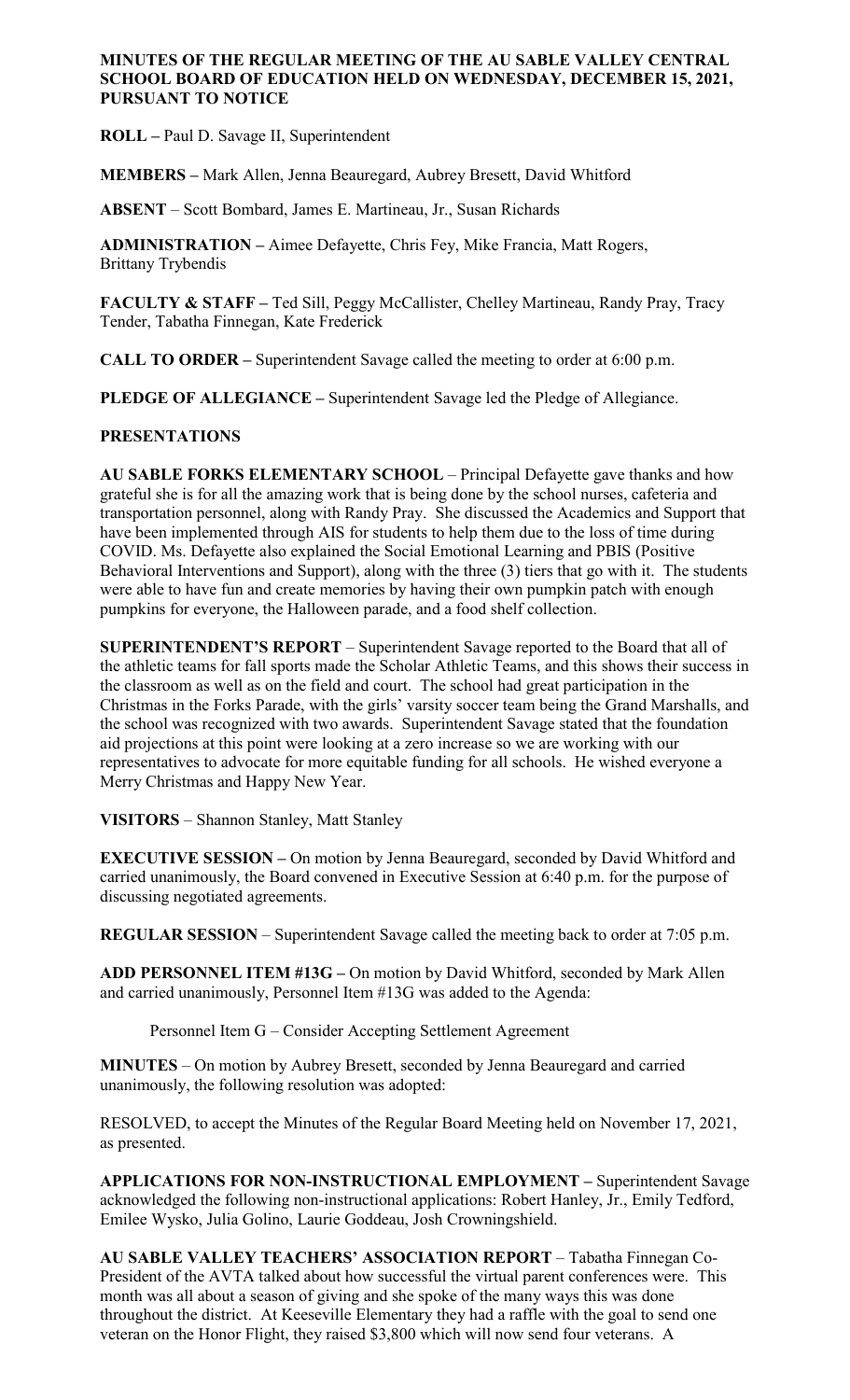**MINUTES OF THE REGULAR MEETING OF THE AU SABLE VALLEY CENTRAL SCHOOL BOARD OF EDUCATION HELD ON WEDNESDAY, DECEMBER 15, 2021, PURSUANT TO NOTICE**

**ROLL –** Paul D. Savage II, Superintendent

**MEMBERS –** Mark Allen, Jenna Beauregard, Aubrey Bresett, David Whitford

**ABSENT** – Scott Bombard, James E. Martineau, Jr., Susan Richards

**ADMINISTRATION –** Aimee Defayette, Chris Fey, Mike Francia, Matt Rogers, Brittany Trybendis

**FACULTY & STAFF –** Ted Sill, Peggy McCallister, Chelley Martineau, Randy Pray, Tracy Tender, Tabatha Finnegan, Kate Frederick

**CALL TO ORDER –** Superintendent Savage called the meeting to order at 6:00 p.m.

**PLEDGE OF ALLEGIANCE –** Superintendent Savage led the Pledge of Allegiance.

**PRESENTATIONS**

**AU SABLE FORKS ELEMENTARY SCHOOL** – Principal Defayette gave thanks and how grateful she is for all the amazing work that is being done by the school nurses, cafeteria and transportation personnel, along with Randy Pray. She discussed the Academics and Support that have been implemented through AIS for students to help them due to the loss of time during COVID. Ms. Defayette also explained the Social Emotional Learning and PBIS (Positive Behavioral Interventions and Support), along with the three (3) tiers that go with it. The students were able to have fun and create memories by having their own pumpkin patch with enough pumpkins for everyone, the Halloween parade, and a food shelf collection.

**SUPERINTENDENT'S REPORT** – Superintendent Savage reported to the Board that all of the athletic teams for fall sports made the Scholar Athletic Teams, and this shows their success in the classroom as well as on the field and court. The school had great participation in the Christmas in the Forks Parade, with the girls' varsity soccer team being the Grand Marshalls, and the school was recognized with two awards. Superintendent Savage stated that the foundation aid projections at this point were looking at a zero increase so we are working with our representatives to advocate for more equitable funding for all schools. He wished everyone a Merry Christmas and Happy New Year.

**VISITORS** – Shannon Stanley, Matt Stanley

**EXECUTIVE SESSION –** On motion by Jenna Beauregard, seconded by David Whitford and carried unanimously, the Board convened in Executive Session at 6:40 p.m. for the purpose of discussing negotiated agreements.

**REGULAR SESSION** – Superintendent Savage called the meeting back to order at 7:05 p.m.

**ADD PERSONNEL ITEM #13G –** On motion by David Whitford, seconded by Mark Allen and carried unanimously, Personnel Item #13G was added to the Agenda:

Personnel Item G – Consider Accepting Settlement Agreement

**MINUTES** – On motion by Aubrey Bresett, seconded by Jenna Beauregard and carried unanimously, the following resolution was adopted:

RESOLVED, to accept the Minutes of the Regular Board Meeting held on November 17, 2021, as presented.

**APPLICATIONS FOR NON-INSTRUCTIONAL EMPLOYMENT –** Superintendent Savage acknowledged the following non-instructional applications: Robert Hanley, Jr., Emily Tedford, Emilee Wysko, Julia Golino, Laurie Goddeau, Josh Crowningshield.

**AU SABLE VALLEY TEACHERS' ASSOCIATION REPORT** – Tabatha Finnegan Co-President of the AVTA talked about how successful the virtual parent conferences were. This month was all about a season of giving and she spoke of the many ways this was done throughout the district. At Keeseville Elementary they had a raffle with the goal to send one veteran on the Honor Flight, they raised $3,800 which will now send four veterans. A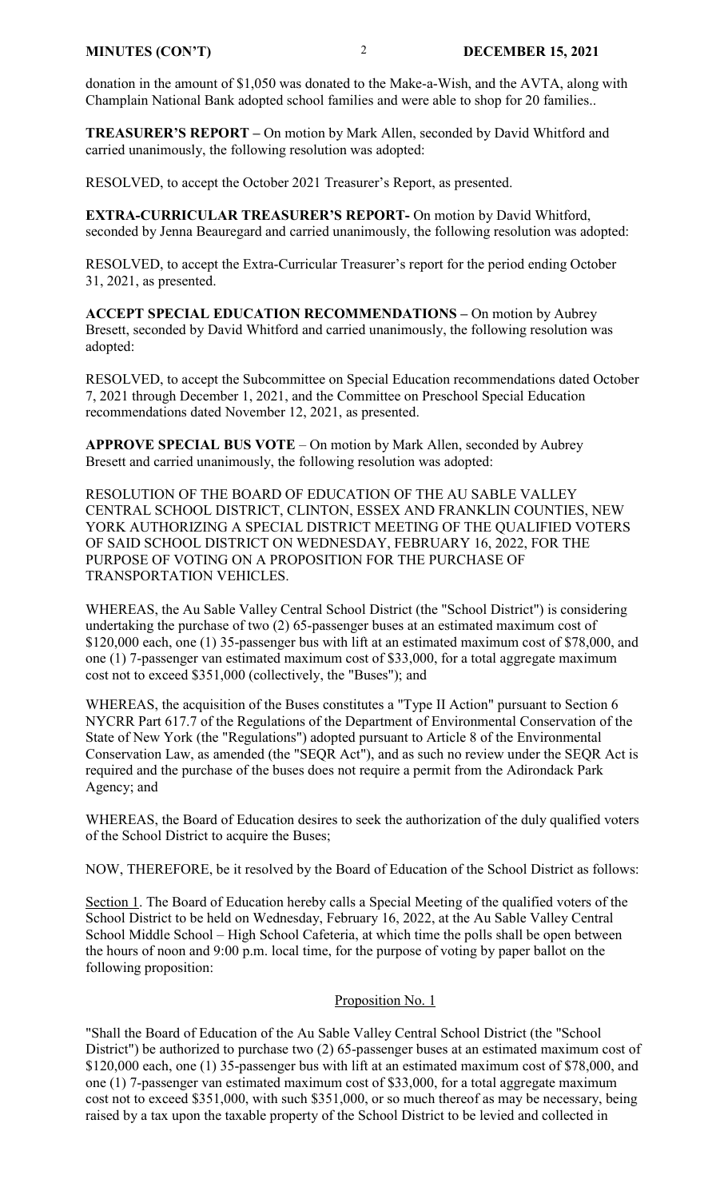donation in the amount of $1,050 was donated to the Make-a-Wish, and the AVTA, along with Champlain National Bank adopted school families and were able to shop for 20 families..

**TREASURER'S REPORT –** On motion by Mark Allen, seconded by David Whitford and carried unanimously, the following resolution was adopted:

RESOLVED, to accept the October 2021 Treasurer's Report, as presented.

**EXTRA-CURRICULAR TREASURER'S REPORT-** On motion by David Whitford, seconded by Jenna Beauregard and carried unanimously, the following resolution was adopted:

RESOLVED, to accept the Extra-Curricular Treasurer's report for the period ending October 31, 2021, as presented.

**ACCEPT SPECIAL EDUCATION RECOMMENDATIONS –** On motion by Aubrey Bresett, seconded by David Whitford and carried unanimously, the following resolution was adopted:

RESOLVED, to accept the Subcommittee on Special Education recommendations dated October 7, 2021 through December 1, 2021, and the Committee on Preschool Special Education recommendations dated November 12, 2021, as presented.

**APPROVE SPECIAL BUS VOTE** – On motion by Mark Allen, seconded by Aubrey Bresett and carried unanimously, the following resolution was adopted:

RESOLUTION OF THE BOARD OF EDUCATION OF THE AU SABLE VALLEY CENTRAL SCHOOL DISTRICT, CLINTON, ESSEX AND FRANKLIN COUNTIES, NEW YORK AUTHORIZING A SPECIAL DISTRICT MEETING OF THE QUALIFIED VOTERS OF SAID SCHOOL DISTRICT ON WEDNESDAY, FEBRUARY 16, 2022, FOR THE PURPOSE OF VOTING ON A PROPOSITION FOR THE PURCHASE OF TRANSPORTATION VEHICLES.

WHEREAS, the Au Sable Valley Central School District (the "School District") is considering undertaking the purchase of two (2) 65-passenger buses at an estimated maximum cost of $120,000 each, one (1) 35-passenger bus with lift at an estimated maximum cost of $78,000, and one (1) 7-passenger van estimated maximum cost of $33,000, for a total aggregate maximum cost not to exceed $351,000 (collectively, the "Buses"); and

WHEREAS, the acquisition of the Buses constitutes a "Type II Action" pursuant to Section 6 NYCRR Part 617.7 of the Regulations of the Department of Environmental Conservation of the State of New York (the "Regulations") adopted pursuant to Article 8 of the Environmental Conservation Law, as amended (the "SEQR Act"), and as such no review under the SEQR Act is required and the purchase of the buses does not require a permit from the Adirondack Park Agency; and

WHEREAS, the Board of Education desires to seek the authorization of the duly qualified voters of the School District to acquire the Buses;

NOW, THEREFORE, be it resolved by the Board of Education of the School District as follows:

Section 1. The Board of Education hereby calls a Special Meeting of the qualified voters of the School District to be held on Wednesday, February 16, 2022, at the Au Sable Valley Central School Middle School – High School Cafeteria, at which time the polls shall be open between the hours of noon and 9:00 p.m. local time, for the purpose of voting by paper ballot on the following proposition:

Proposition No. 1

"Shall the Board of Education of the Au Sable Valley Central School District (the "School District") be authorized to purchase two (2) 65-passenger buses at an estimated maximum cost of $120,000 each, one (1) 35-passenger bus with lift at an estimated maximum cost of $78,000, and one (1) 7-passenger van estimated maximum cost of $33,000, for a total aggregate maximum cost not to exceed $351,000, with such $351,000, or so much thereof as may be necessary, being raised by a tax upon the taxable property of the School District to be levied and collected in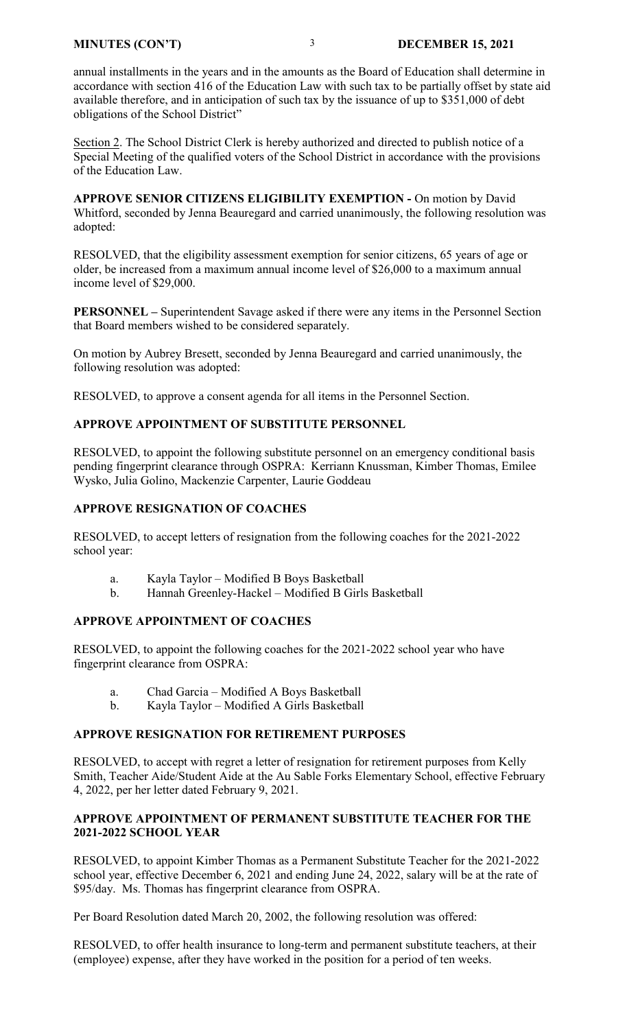annual installments in the years and in the amounts as the Board of Education shall determine in accordance with section 416 of the Education Law with such tax to be partially offset by state aid available therefore, and in anticipation of such tax by the issuance of up to $351,000 of debt obligations of the School District"

Section 2. The School District Clerk is hereby authorized and directed to publish notice of a Special Meeting of the qualified voters of the School District in accordance with the provisions of the Education Law.

**APPROVE SENIOR CITIZENS ELIGIBILITY EXEMPTION -** On motion by David Whitford, seconded by Jenna Beauregard and carried unanimously, the following resolution was adopted:

RESOLVED, that the eligibility assessment exemption for senior citizens, 65 years of age or older, be increased from a maximum annual income level of $26,000 to a maximum annual income level of $29,000.

**PERSONNEL –** Superintendent Savage asked if there were any items in the Personnel Section that Board members wished to be considered separately.

On motion by Aubrey Bresett, seconded by Jenna Beauregard and carried unanimously, the following resolution was adopted:

RESOLVED, to approve a consent agenda for all items in the Personnel Section.

**APPROVE APPOINTMENT OF SUBSTITUTE PERSONNEL**

RESOLVED, to appoint the following substitute personnel on an emergency conditional basis pending fingerprint clearance through OSPRA: Kerriann Knussman, Kimber Thomas, Emilee Wysko, Julia Golino, Mackenzie Carpenter, Laurie Goddeau

**APPROVE RESIGNATION OF COACHES**

RESOLVED, to accept letters of resignation from the following coaches for the 2021-2022 school year:

a. Kayla Taylor – Modified B Boys Basketball
b. Hannah Greenley-Hackel – Modified B Girls Basketball

**APPROVE APPOINTMENT OF COACHES**

RESOLVED, to appoint the following coaches for the 2021-2022 school year who have fingerprint clearance from OSPRA:

a. Chad Garcia – Modified A Boys Basketball
b. Kayla Taylor – Modified A Girls Basketball

**APPROVE RESIGNATION FOR RETIREMENT PURPOSES**

RESOLVED, to accept with regret a letter of resignation for retirement purposes from Kelly Smith, Teacher Aide/Student Aide at the Au Sable Forks Elementary School, effective February 4, 2022, per her letter dated February 9, 2021.

**APPROVE APPOINTMENT OF PERMANENT SUBSTITUTE TEACHER FOR THE 2021-2022 SCHOOL YEAR**

RESOLVED, to appoint Kimber Thomas as a Permanent Substitute Teacher for the 2021-2022 school year, effective December 6, 2021 and ending June 24, 2022, salary will be at the rate of $95/day. Ms. Thomas has fingerprint clearance from OSPRA.

Per Board Resolution dated March 20, 2002, the following resolution was offered:

RESOLVED, to offer health insurance to long-term and permanent substitute teachers, at their (employee) expense, after they have worked in the position for a period of ten weeks.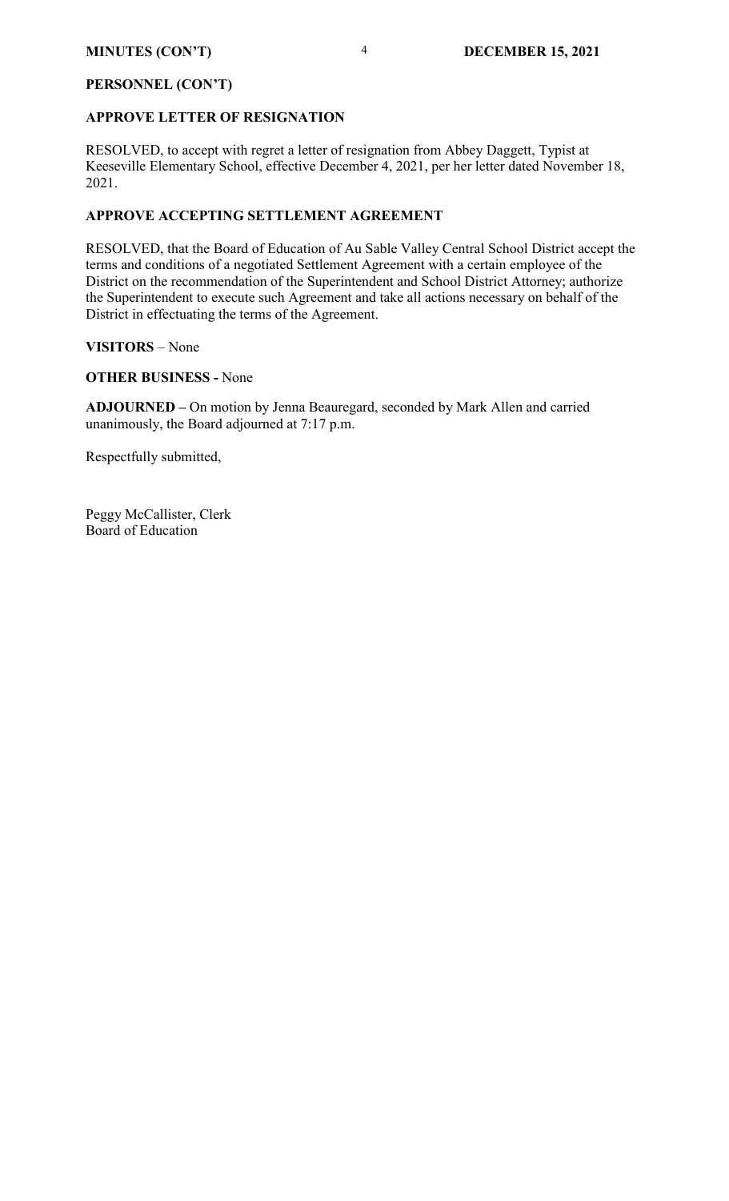**PERSONNEL (CON'T)**

**APPROVE LETTER OF RESIGNATION**

RESOLVED, to accept with regret a letter of resignation from Abbey Daggett, Typist at Keeseville Elementary School, effective December 4, 2021, per her letter dated November 18, 2021.

**APPROVE ACCEPTING SETTLEMENT AGREEMENT**

RESOLVED, that the Board of Education of Au Sable Valley Central School District accept the terms and conditions of a negotiated Settlement Agreement with a certain employee of the District on the recommendation of the Superintendent and School District Attorney; authorize the Superintendent to execute such Agreement and take all actions necessary on behalf of the District in effectuating the terms of the Agreement.

**VISITORS** – None

**OTHER BUSINESS -** None

**ADJOURNED –** On motion by Jenna Beauregard, seconded by Mark Allen and carried unanimously, the Board adjourned at 7:17 p.m.

Respectfully submitted,

Peggy McCallister, Clerk
Board of Education